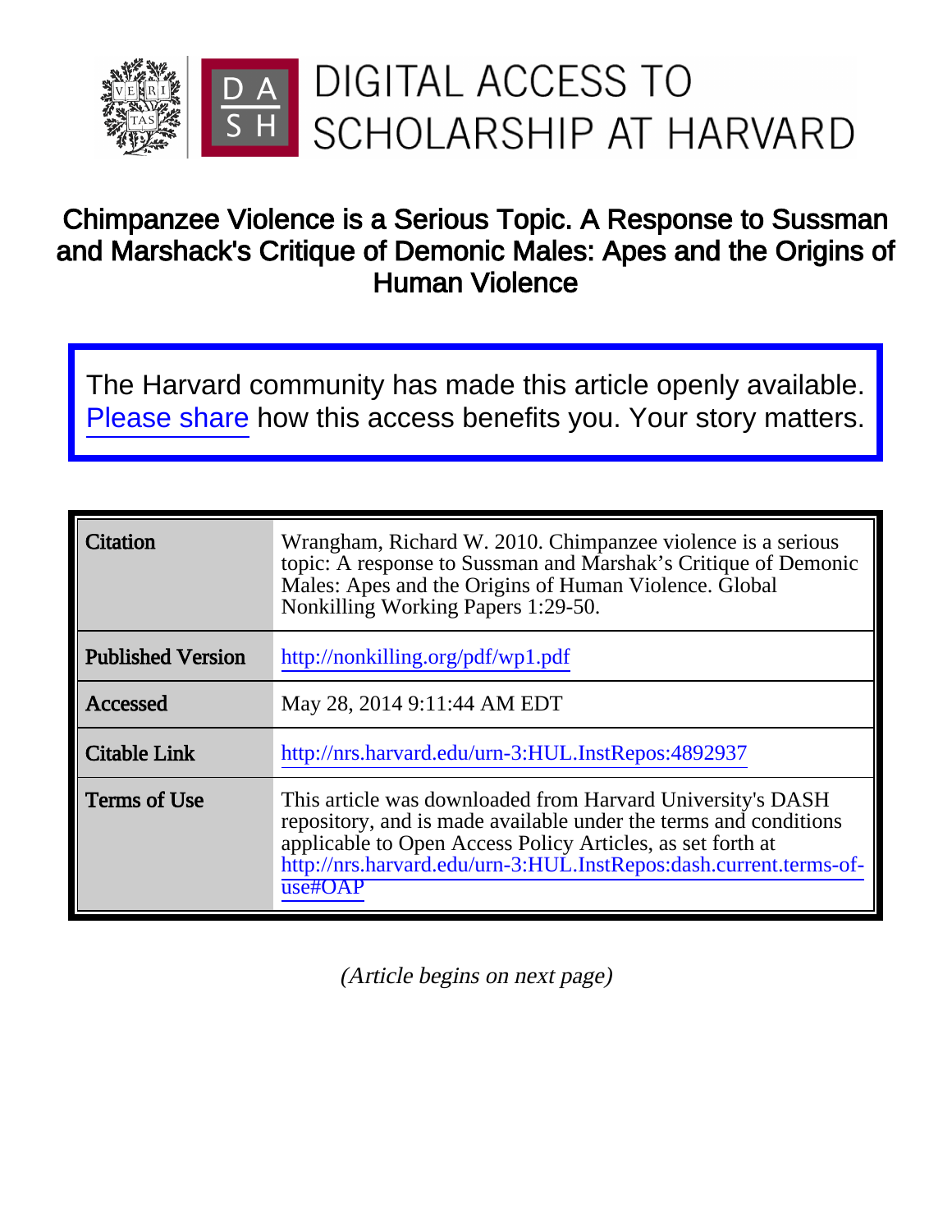DIGITAL ACCESS TO SCHOLARSHIP AT HARVARD

# Chimpanzee Violence is a Serious Topic. A Response to Sussman and Marshack's Critique of Demonic Males: Apes and the Origins of Human Violence

The Harvard community has made this article openly available. Please share how this access benefits you. Your story matters.

| Citation | Wrangham, Richard W. 2010. Chimpanzee violence is a serious topic: A response to Sussman and Marshak's Critique of Demonic Males: Apes and the Origins of Human Violence. Global Nonkilling Working Papers 1:29-50. |
|---|---|
| Published Version | http://nonkilling.org/pdf/wp1.pdf |
| Accessed | May 28, 2014 9:11:44 AM EDT |
| Citable Link | http://nrs.harvard.edu/urn-3:HUL.InstRepos:4892937 |
| Terms of Use | This article was downloaded from Harvard University's DASH repository, and is made available under the terms and conditions applicable to Open Access Policy Articles, as set forth at http://nrs.harvard.edu/urn-3:HUL.InstRepos:dash.current.terms-of-use#OAP |

*(Article begins on next page)*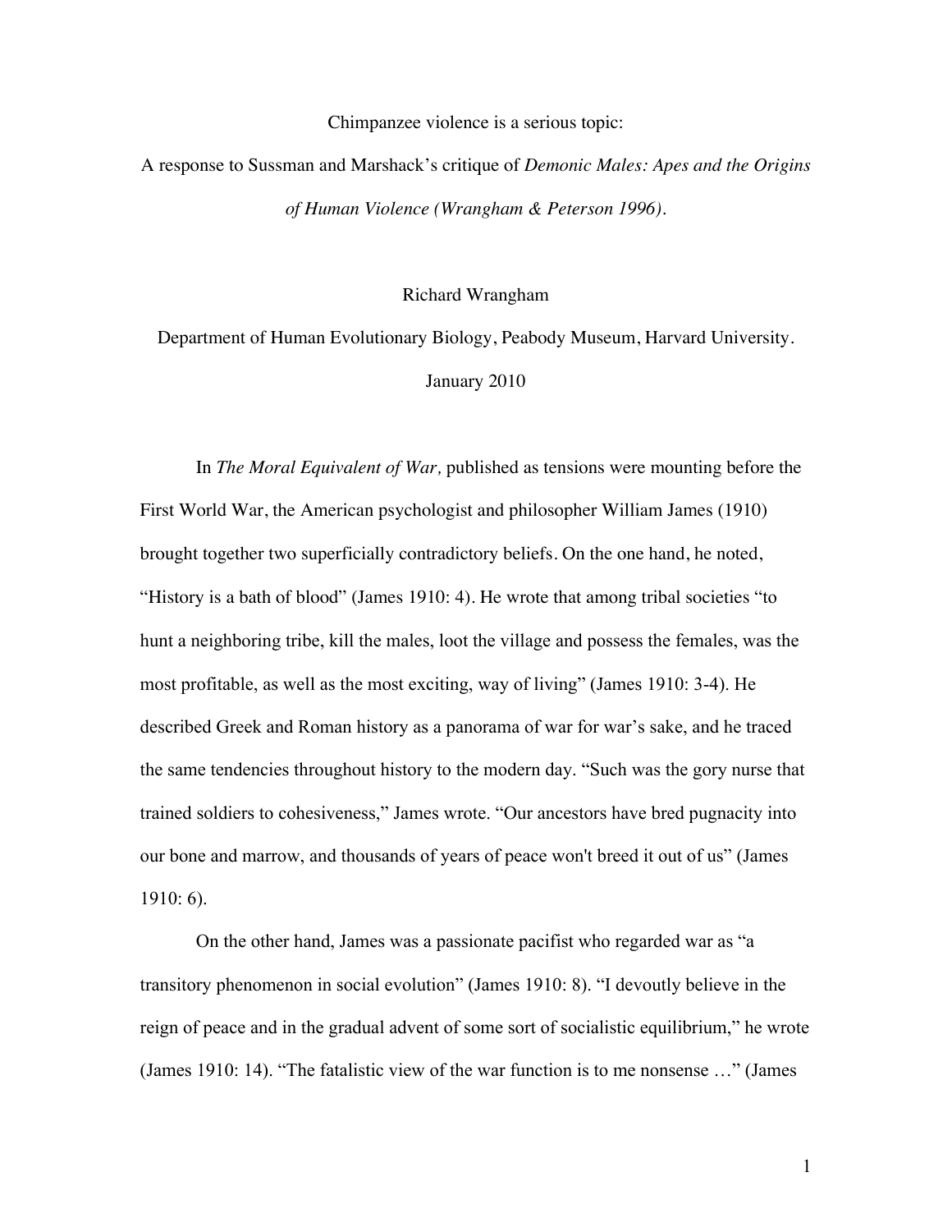Chimpanzee violence is a serious topic:

A response to Sussman and Marshack's critique of *Demonic Males: Apes and the Origins of Human Violence (Wrangham & Peterson 1996).*

Richard Wrangham

Department of Human Evolutionary Biology, Peabody Museum, Harvard University.

January 2010

In *The Moral Equivalent of War,* published as tensions were mounting before the First World War, the American psychologist and philosopher William James (1910) brought together two superficially contradictory beliefs. On the one hand, he noted, "History is a bath of blood" (James 1910: 4). He wrote that among tribal societies "to hunt a neighboring tribe, kill the males, loot the village and possess the females, was the most profitable, as well as the most exciting, way of living" (James 1910: 3-4). He described Greek and Roman history as a panorama of war for war's sake, and he traced the same tendencies throughout history to the modern day. "Such was the gory nurse that trained soldiers to cohesiveness," James wrote. "Our ancestors have bred pugnacity into our bone and marrow, and thousands of years of peace won't breed it out of us" (James 1910: 6).

On the other hand, James was a passionate pacifist who regarded war as "a transitory phenomenon in social evolution" (James 1910: 8). "I devoutly believe in the reign of peace and in the gradual advent of some sort of socialistic equilibrium," he wrote (James 1910: 14). "The fatalistic view of the war function is to me nonsense …" (James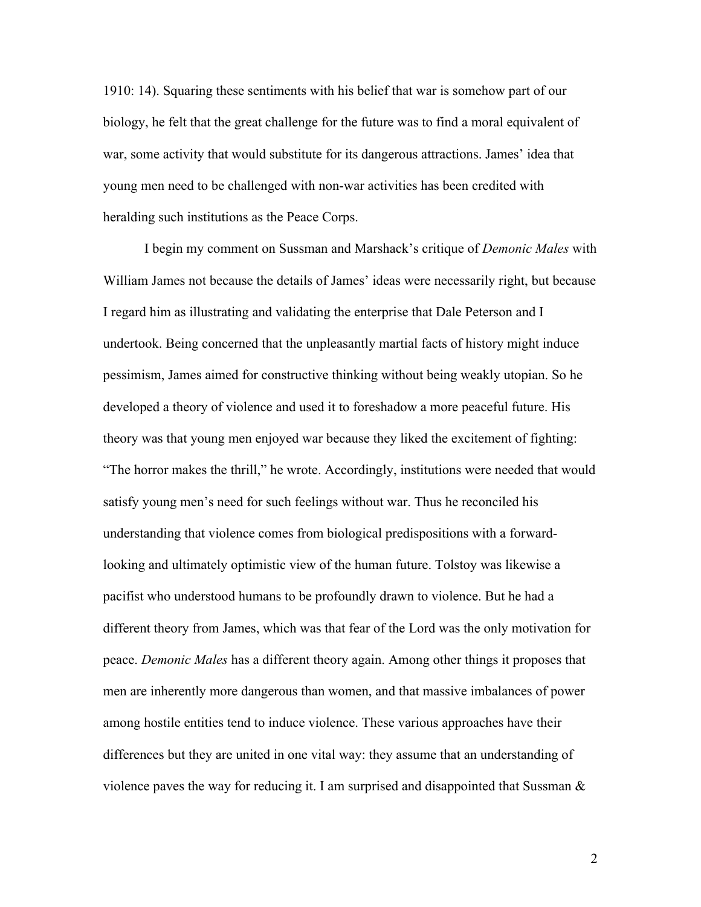1910: 14). Squaring these sentiments with his belief that war is somehow part of our biology, he felt that the great challenge for the future was to find a moral equivalent of war, some activity that would substitute for its dangerous attractions. James' idea that young men need to be challenged with non-war activities has been credited with heralding such institutions as the Peace Corps.

I begin my comment on Sussman and Marshack's critique of *Demonic Males* with William James not because the details of James' ideas were necessarily right, but because I regard him as illustrating and validating the enterprise that Dale Peterson and I undertook. Being concerned that the unpleasantly martial facts of history might induce pessimism, James aimed for constructive thinking without being weakly utopian. So he developed a theory of violence and used it to foreshadow a more peaceful future. His theory was that young men enjoyed war because they liked the excitement of fighting: "The horror makes the thrill," he wrote. Accordingly, institutions were needed that would satisfy young men's need for such feelings without war. Thus he reconciled his understanding that violence comes from biological predispositions with a forward-looking and ultimately optimistic view of the human future. Tolstoy was likewise a pacifist who understood humans to be profoundly drawn to violence. But he had a different theory from James, which was that fear of the Lord was the only motivation for peace. *Demonic Males* has a different theory again. Among other things it proposes that men are inherently more dangerous than women, and that massive imbalances of power among hostile entities tend to induce violence. These various approaches have their differences but they are united in one vital way: they assume that an understanding of violence paves the way for reducing it. I am surprised and disappointed that Sussman &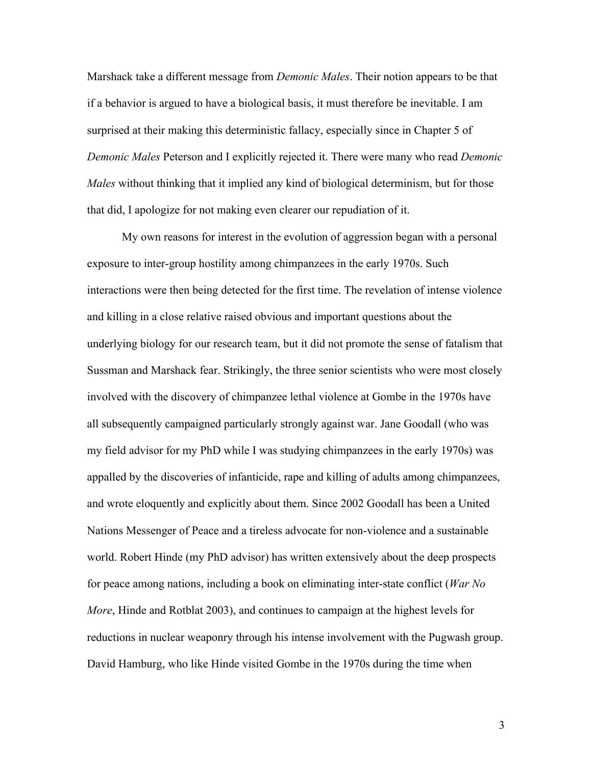Marshack take a different message from *Demonic Males*. Their notion appears to be that if a behavior is argued to have a biological basis, it must therefore be inevitable. I am surprised at their making this deterministic fallacy, especially since in Chapter 5 of *Demonic Males* Peterson and I explicitly rejected it. There were many who read *Demonic Males* without thinking that it implied any kind of biological determinism, but for those that did, I apologize for not making even clearer our repudiation of it.

My own reasons for interest in the evolution of aggression began with a personal exposure to inter-group hostility among chimpanzees in the early 1970s. Such interactions were then being detected for the first time. The revelation of intense violence and killing in a close relative raised obvious and important questions about the underlying biology for our research team, but it did not promote the sense of fatalism that Sussman and Marshack fear. Strikingly, the three senior scientists who were most closely involved with the discovery of chimpanzee lethal violence at Gombe in the 1970s have all subsequently campaigned particularly strongly against war. Jane Goodall (who was my field advisor for my PhD while I was studying chimpanzees in the early 1970s) was appalled by the discoveries of infanticide, rape and killing of adults among chimpanzees, and wrote eloquently and explicitly about them. Since 2002 Goodall has been a United Nations Messenger of Peace and a tireless advocate for non-violence and a sustainable world. Robert Hinde (my PhD advisor) has written extensively about the deep prospects for peace among nations, including a book on eliminating inter-state conflict (*War No More*, Hinde and Rotblat 2003), and continues to campaign at the highest levels for reductions in nuclear weaponry through his intense involvement with the Pugwash group. David Hamburg, who like Hinde visited Gombe in the 1970s during the time when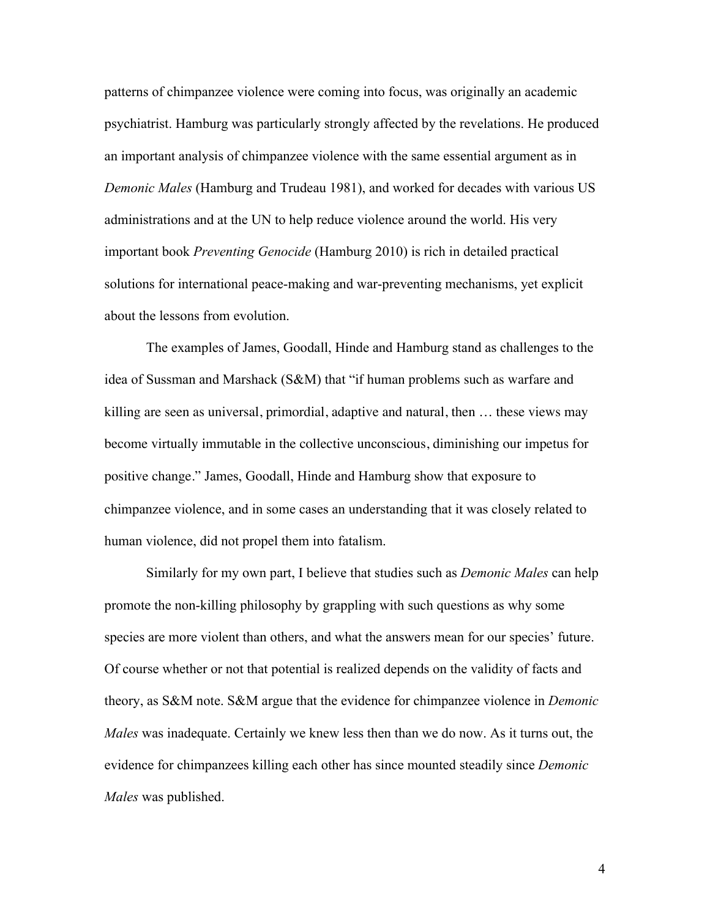patterns of chimpanzee violence were coming into focus, was originally an academic psychiatrist. Hamburg was particularly strongly affected by the revelations. He produced an important analysis of chimpanzee violence with the same essential argument as in *Demonic Males* (Hamburg and Trudeau 1981), and worked for decades with various US administrations and at the UN to help reduce violence around the world. His very important book *Preventing Genocide* (Hamburg 2010) is rich in detailed practical solutions for international peace-making and war-preventing mechanisms, yet explicit about the lessons from evolution.

The examples of James, Goodall, Hinde and Hamburg stand as challenges to the idea of Sussman and Marshack (S&M) that "if human problems such as warfare and killing are seen as universal, primordial, adaptive and natural, then … these views may become virtually immutable in the collective unconscious, diminishing our impetus for positive change." James, Goodall, Hinde and Hamburg show that exposure to chimpanzee violence, and in some cases an understanding that it was closely related to human violence, did not propel them into fatalism.

Similarly for my own part, I believe that studies such as *Demonic Males* can help promote the non-killing philosophy by grappling with such questions as why some species are more violent than others, and what the answers mean for our species' future. Of course whether or not that potential is realized depends on the validity of facts and theory, as S&M note. S&M argue that the evidence for chimpanzee violence in *Demonic Males* was inadequate. Certainly we knew less then than we do now. As it turns out, the evidence for chimpanzees killing each other has since mounted steadily since *Demonic Males* was published.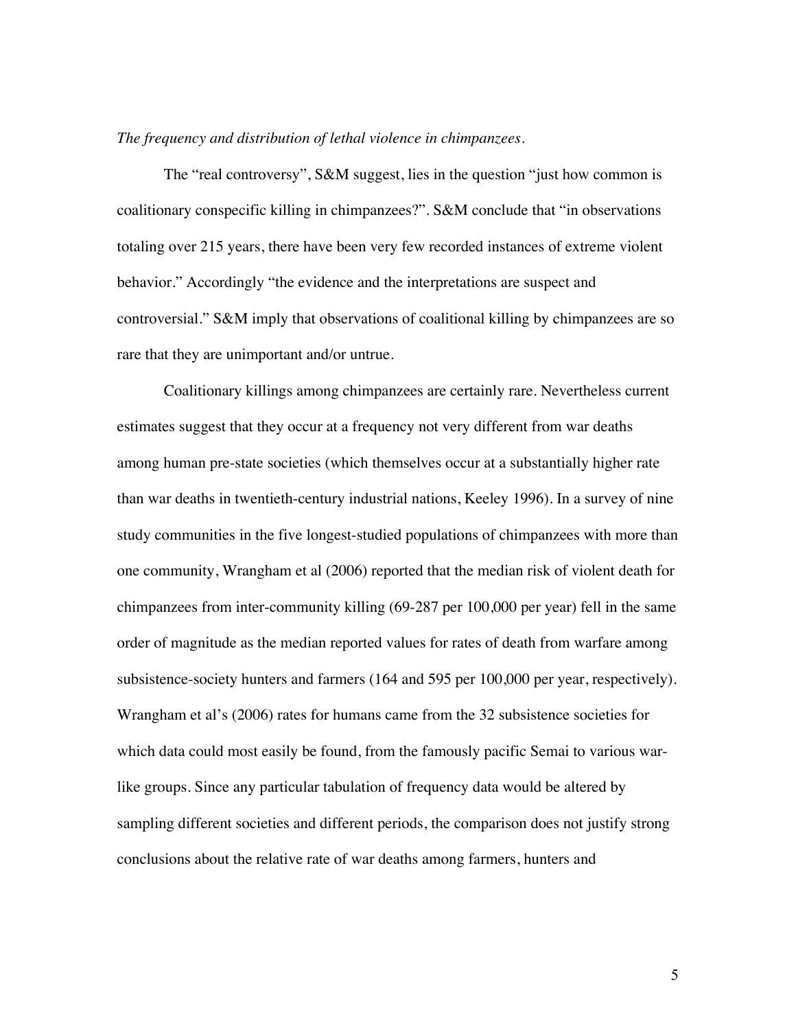*The frequency and distribution of lethal violence in chimpanzees.*

The "real controversy", S&M suggest, lies in the question "just how common is coalitionary conspecific killing in chimpanzees?". S&M conclude that "in observations totaling over 215 years, there have been very few recorded instances of extreme violent behavior." Accordingly "the evidence and the interpretations are suspect and controversial." S&M imply that observations of coalitional killing by chimpanzees are so rare that they are unimportant and/or untrue.

Coalitionary killings among chimpanzees are certainly rare. Nevertheless current estimates suggest that they occur at a frequency not very different from war deaths among human pre-state societies (which themselves occur at a substantially higher rate than war deaths in twentieth-century industrial nations, Keeley 1996). In a survey of nine study communities in the five longest-studied populations of chimpanzees with more than one community, Wrangham et al (2006) reported that the median risk of violent death for chimpanzees from inter-community killing (69-287 per 100,000 per year) fell in the same order of magnitude as the median reported values for rates of death from warfare among subsistence-society hunters and farmers (164 and 595 per 100,000 per year, respectively). Wrangham et al's (2006) rates for humans came from the 32 subsistence societies for which data could most easily be found, from the famously pacific Semai to various war-like groups. Since any particular tabulation of frequency data would be altered by sampling different societies and different periods, the comparison does not justify strong conclusions about the relative rate of war deaths among farmers, hunters and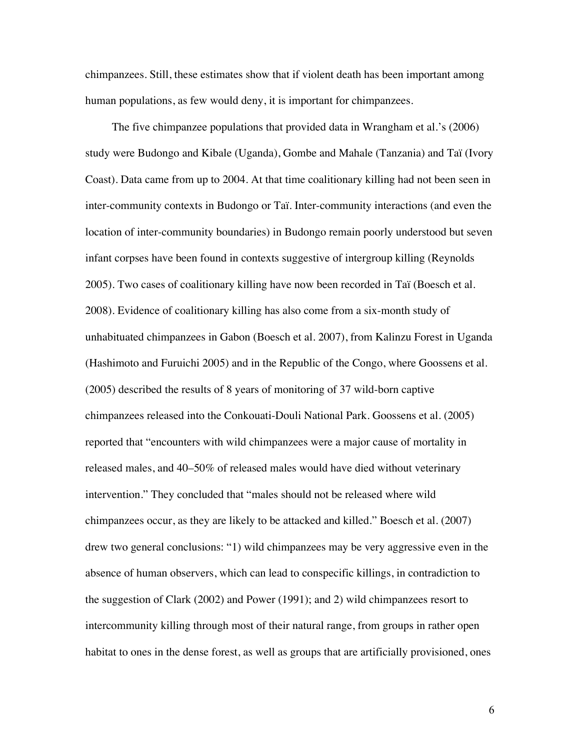chimpanzees. Still, these estimates show that if violent death has been important among human populations, as few would deny, it is important for chimpanzees.

The five chimpanzee populations that provided data in Wrangham et al.'s (2006) study were Budongo and Kibale (Uganda), Gombe and Mahale (Tanzania) and Taï (Ivory Coast). Data came from up to 2004. At that time coalitionary killing had not been seen in inter-community contexts in Budongo or Taï. Inter-community interactions (and even the location of inter-community boundaries) in Budongo remain poorly understood but seven infant corpses have been found in contexts suggestive of intergroup killing (Reynolds 2005). Two cases of coalitionary killing have now been recorded in Taï (Boesch et al. 2008). Evidence of coalitionary killing has also come from a six-month study of unhabituated chimpanzees in Gabon (Boesch et al. 2007), from Kalinzu Forest in Uganda (Hashimoto and Furuichi 2005) and in the Republic of the Congo, where Goossens et al. (2005) described the results of 8 years of monitoring of 37 wild-born captive chimpanzees released into the Conkouati-Douli National Park. Goossens et al. (2005) reported that "encounters with wild chimpanzees were a major cause of mortality in released males, and 40–50% of released males would have died without veterinary intervention." They concluded that "males should not be released where wild chimpanzees occur, as they are likely to be attacked and killed." Boesch et al. (2007) drew two general conclusions: "1) wild chimpanzees may be very aggressive even in the absence of human observers, which can lead to conspecific killings, in contradiction to the suggestion of Clark (2002) and Power (1991); and 2) wild chimpanzees resort to intercommunity killing through most of their natural range, from groups in rather open habitat to ones in the dense forest, as well as groups that are artificially provisioned, ones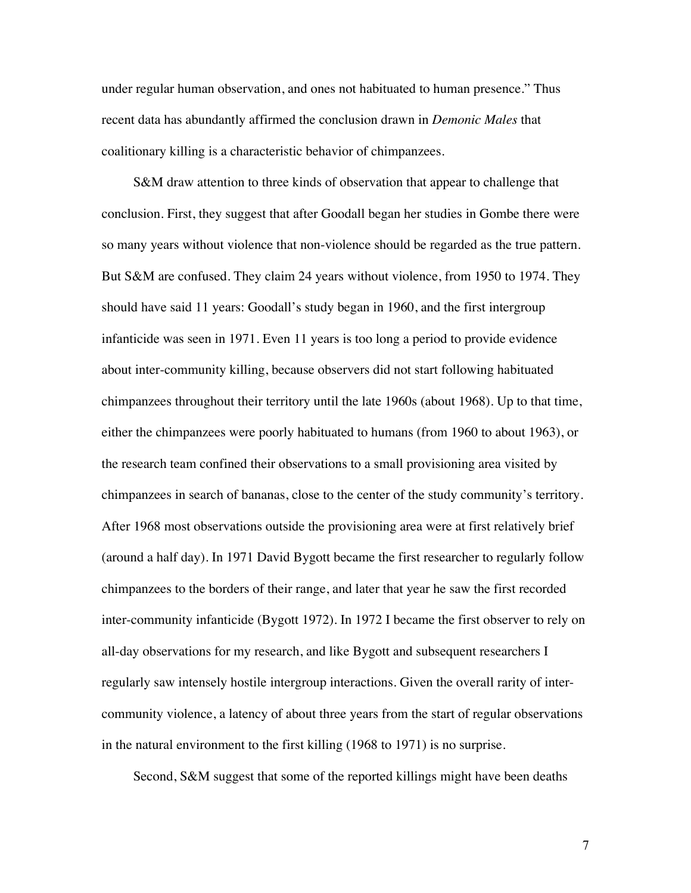under regular human observation, and ones not habituated to human presence." Thus recent data has abundantly affirmed the conclusion drawn in *Demonic Males* that coalitionary killing is a characteristic behavior of chimpanzees.

S&M draw attention to three kinds of observation that appear to challenge that conclusion. First, they suggest that after Goodall began her studies in Gombe there were so many years without violence that non-violence should be regarded as the true pattern. But S&M are confused. They claim 24 years without violence, from 1950 to 1974. They should have said 11 years: Goodall's study began in 1960, and the first intergroup infanticide was seen in 1971. Even 11 years is too long a period to provide evidence about inter-community killing, because observers did not start following habituated chimpanzees throughout their territory until the late 1960s (about 1968). Up to that time, either the chimpanzees were poorly habituated to humans (from 1960 to about 1963), or the research team confined their observations to a small provisioning area visited by chimpanzees in search of bananas, close to the center of the study community's territory. After 1968 most observations outside the provisioning area were at first relatively brief (around a half day). In 1971 David Bygott became the first researcher to regularly follow chimpanzees to the borders of their range, and later that year he saw the first recorded inter-community infanticide (Bygott 1972). In 1972 I became the first observer to rely on all-day observations for my research, and like Bygott and subsequent researchers I regularly saw intensely hostile intergroup interactions. Given the overall rarity of inter-community violence, a latency of about three years from the start of regular observations in the natural environment to the first killing (1968 to 1971) is no surprise.

Second, S&M suggest that some of the reported killings might have been deaths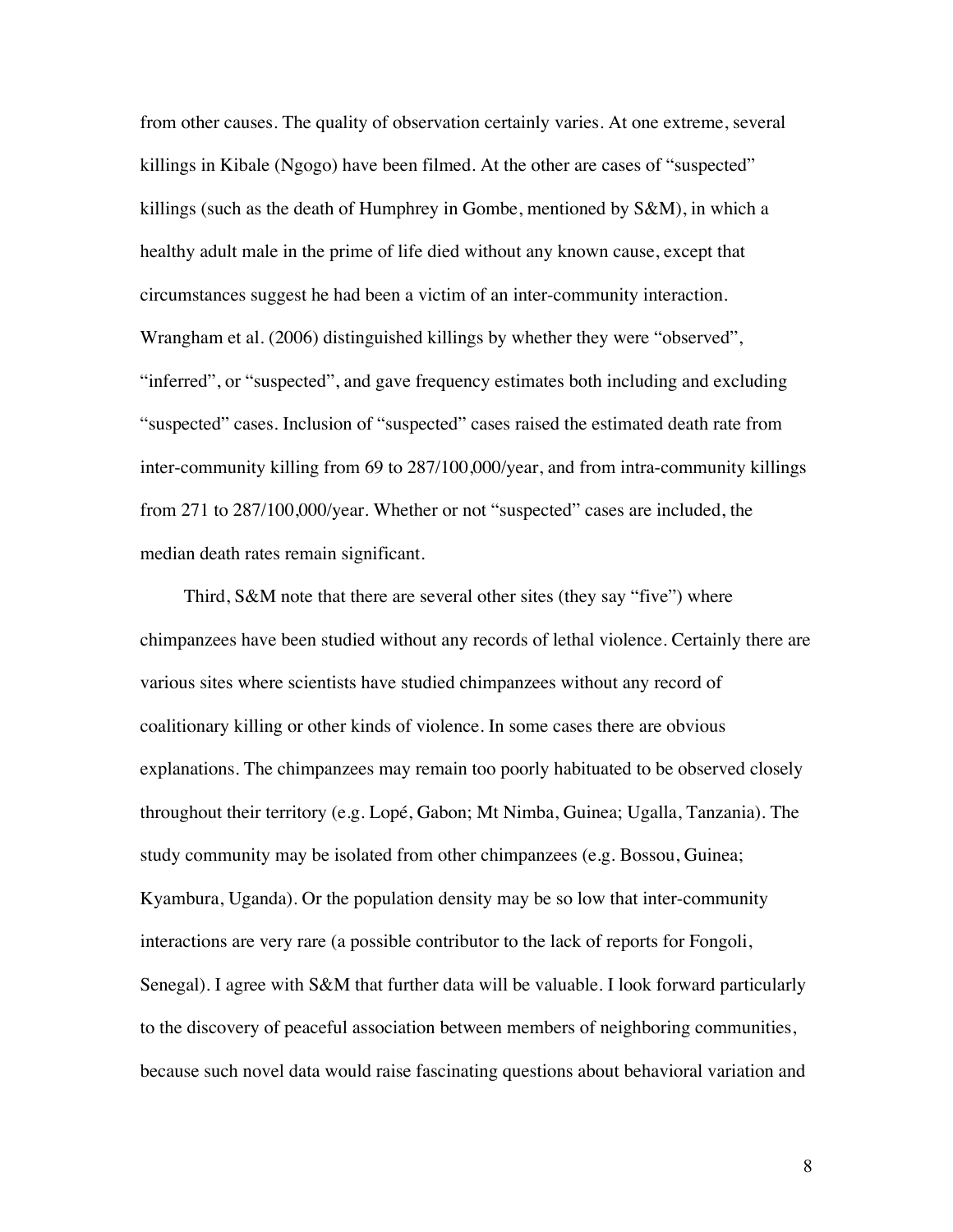from other causes. The quality of observation certainly varies. At one extreme, several killings in Kibale (Ngogo) have been filmed. At the other are cases of "suspected" killings (such as the death of Humphrey in Gombe, mentioned by S&M), in which a healthy adult male in the prime of life died without any known cause, except that circumstances suggest he had been a victim of an inter-community interaction. Wrangham et al. (2006) distinguished killings by whether they were "observed", "inferred", or "suspected", and gave frequency estimates both including and excluding "suspected" cases. Inclusion of "suspected" cases raised the estimated death rate from inter-community killing from 69 to 287/100,000/year, and from intra-community killings from 271 to 287/100,000/year. Whether or not "suspected" cases are included, the median death rates remain significant.

Third, S&M note that there are several other sites (they say "five") where chimpanzees have been studied without any records of lethal violence. Certainly there are various sites where scientists have studied chimpanzees without any record of coalitionary killing or other kinds of violence. In some cases there are obvious explanations. The chimpanzees may remain too poorly habituated to be observed closely throughout their territory (e.g. Lopé, Gabon; Mt Nimba, Guinea; Ugalla, Tanzania). The study community may be isolated from other chimpanzees (e.g. Bossou, Guinea; Kyambura, Uganda). Or the population density may be so low that inter-community interactions are very rare (a possible contributor to the lack of reports for Fongoli, Senegal). I agree with S&M that further data will be valuable. I look forward particularly to the discovery of peaceful association between members of neighboring communities, because such novel data would raise fascinating questions about behavioral variation and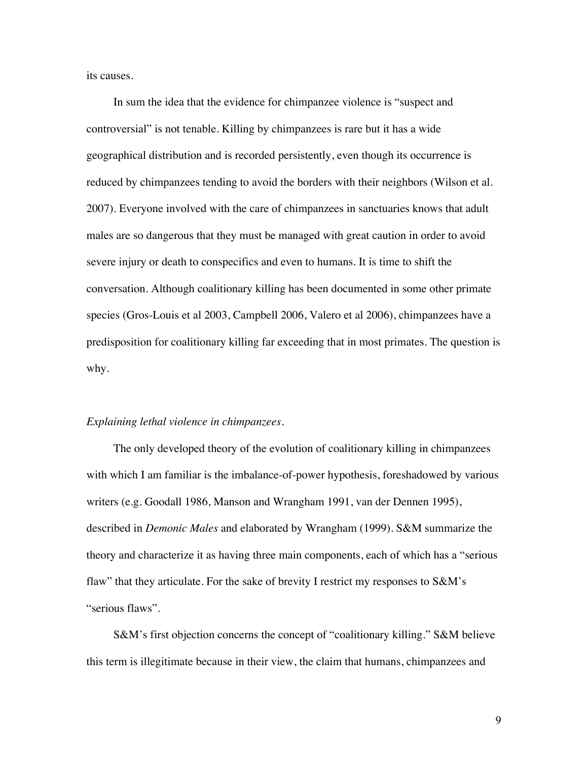its causes.

In sum the idea that the evidence for chimpanzee violence is "suspect and controversial" is not tenable. Killing by chimpanzees is rare but it has a wide geographical distribution and is recorded persistently, even though its occurrence is reduced by chimpanzees tending to avoid the borders with their neighbors (Wilson et al. 2007). Everyone involved with the care of chimpanzees in sanctuaries knows that adult males are so dangerous that they must be managed with great caution in order to avoid severe injury or death to conspecifics and even to humans. It is time to shift the conversation. Although coalitionary killing has been documented in some other primate species (Gros-Louis et al 2003, Campbell 2006, Valero et al 2006), chimpanzees have a predisposition for coalitionary killing far exceeding that in most primates. The question is why.

*Explaining lethal violence in chimpanzees.*

The only developed theory of the evolution of coalitionary killing in chimpanzees with which I am familiar is the imbalance-of-power hypothesis, foreshadowed by various writers (e.g. Goodall 1986, Manson and Wrangham 1991, van der Dennen 1995), described in *Demonic Males* and elaborated by Wrangham (1999). S&M summarize the theory and characterize it as having three main components, each of which has a "serious flaw" that they articulate. For the sake of brevity I restrict my responses to S&M's "serious flaws".

S&M's first objection concerns the concept of "coalitionary killing." S&M believe this term is illegitimate because in their view, the claim that humans, chimpanzees and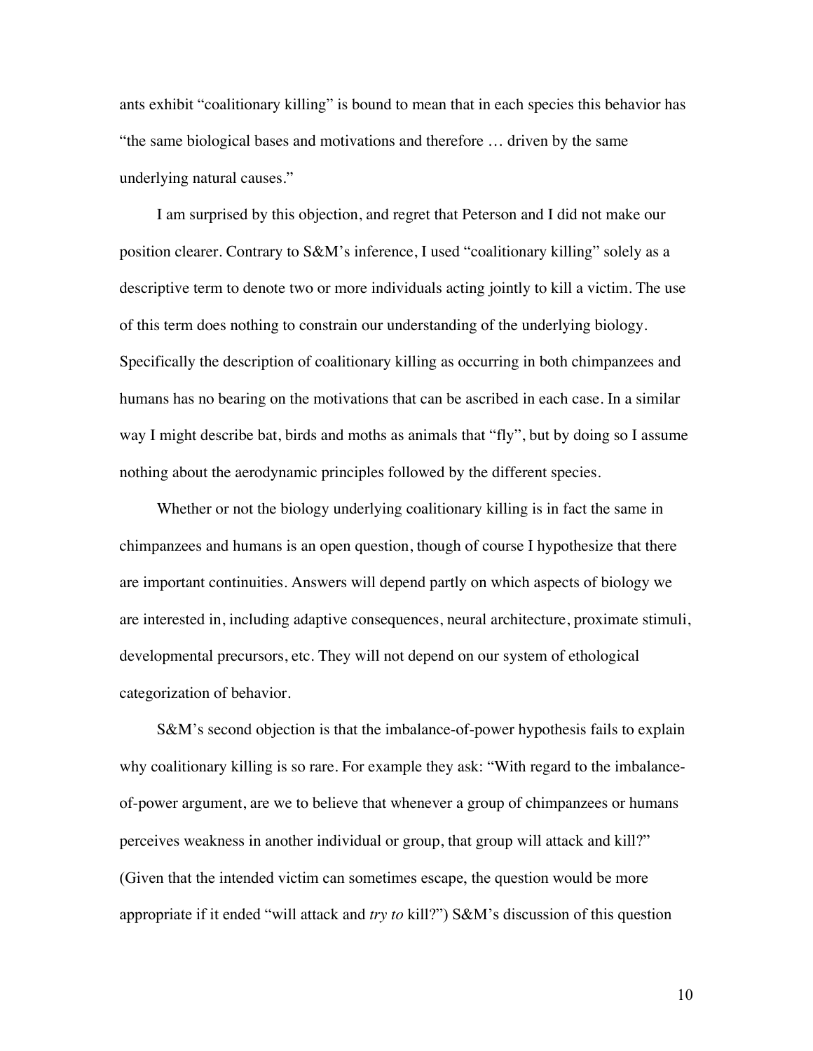ants exhibit “coalitionary killing” is bound to mean that in each species this behavior has “the same biological bases and motivations and therefore … driven by the same underlying natural causes.”

I am surprised by this objection, and regret that Peterson and I did not make our position clearer. Contrary to S&M’s inference, I used “coalitionary killing” solely as a descriptive term to denote two or more individuals acting jointly to kill a victim. The use of this term does nothing to constrain our understanding of the underlying biology. Specifically the description of coalitionary killing as occurring in both chimpanzees and humans has no bearing on the motivations that can be ascribed in each case. In a similar way I might describe bat, birds and moths as animals that “fly”, but by doing so I assume nothing about the aerodynamic principles followed by the different species.

Whether or not the biology underlying coalitionary killing is in fact the same in chimpanzees and humans is an open question, though of course I hypothesize that there are important continuities. Answers will depend partly on which aspects of biology we are interested in, including adaptive consequences, neural architecture, proximate stimuli, developmental precursors, etc. They will not depend on our system of ethological categorization of behavior.

S&M’s second objection is that the imbalance-of-power hypothesis fails to explain why coalitionary killing is so rare. For example they ask: “With regard to the imbalance-of-power argument, are we to believe that whenever a group of chimpanzees or humans perceives weakness in another individual or group, that group will attack and kill?” (Given that the intended victim can sometimes escape, the question would be more appropriate if it ended “will attack and *try to* kill?”) S&M’s discussion of this question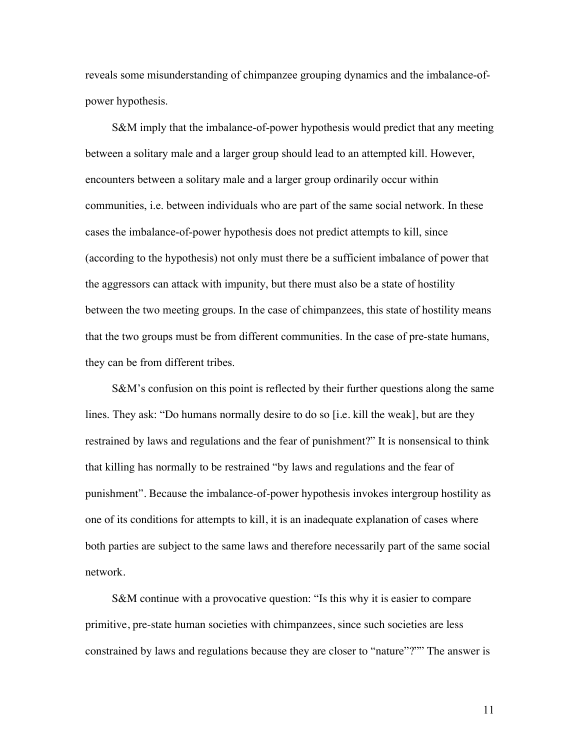reveals some misunderstanding of chimpanzee grouping dynamics and the imbalance-of-power hypothesis.

S&M imply that the imbalance-of-power hypothesis would predict that any meeting between a solitary male and a larger group should lead to an attempted kill. However, encounters between a solitary male and a larger group ordinarily occur within communities, i.e. between individuals who are part of the same social network. In these cases the imbalance-of-power hypothesis does not predict attempts to kill, since (according to the hypothesis) not only must there be a sufficient imbalance of power that the aggressors can attack with impunity, but there must also be a state of hostility between the two meeting groups. In the case of chimpanzees, this state of hostility means that the two groups must be from different communities. In the case of pre-state humans, they can be from different tribes.

S&M's confusion on this point is reflected by their further questions along the same lines. They ask: "Do humans normally desire to do so [i.e. kill the weak], but are they restrained by laws and regulations and the fear of punishment?" It is nonsensical to think that killing has normally to be restrained "by laws and regulations and the fear of punishment". Because the imbalance-of-power hypothesis invokes intergroup hostility as one of its conditions for attempts to kill, it is an inadequate explanation of cases where both parties are subject to the same laws and therefore necessarily part of the same social network.

S&M continue with a provocative question: "Is this why it is easier to compare primitive, pre-state human societies with chimpanzees, since such societies are less constrained by laws and regulations because they are closer to "nature"?"" The answer is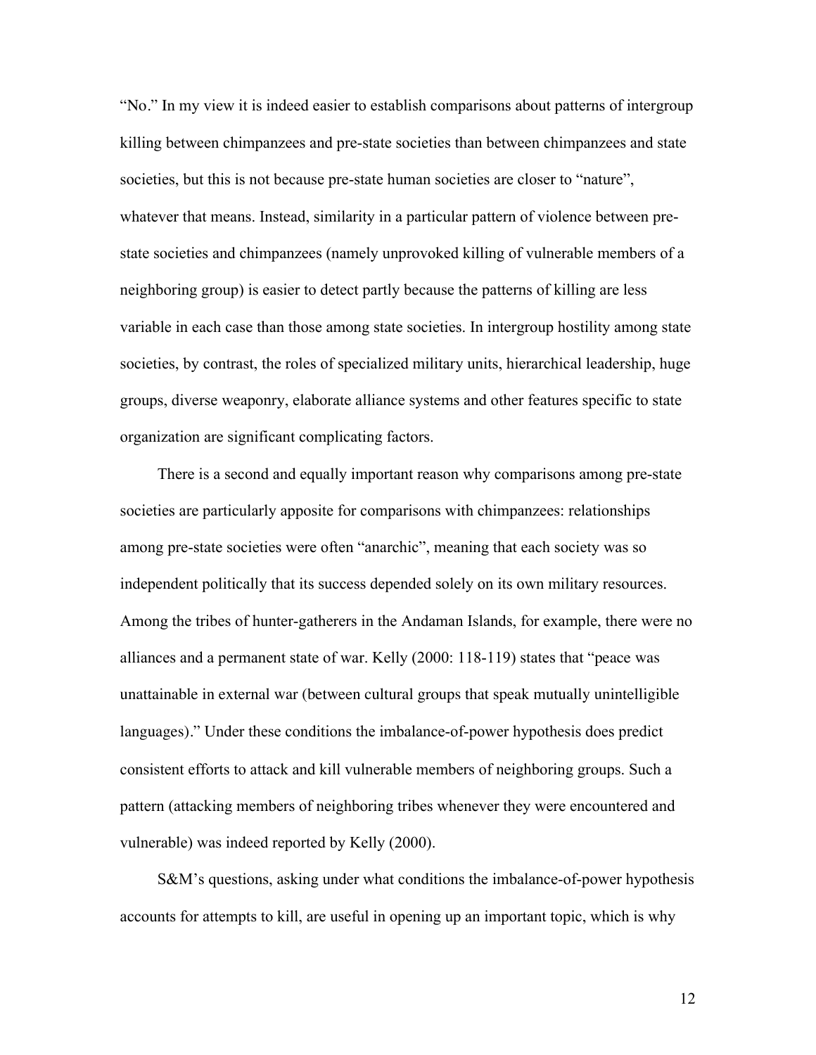"No." In my view it is indeed easier to establish comparisons about patterns of intergroup killing between chimpanzees and pre-state societies than between chimpanzees and state societies, but this is not because pre-state human societies are closer to "nature", whatever that means. Instead, similarity in a particular pattern of violence between pre-state societies and chimpanzees (namely unprovoked killing of vulnerable members of a neighboring group) is easier to detect partly because the patterns of killing are less variable in each case than those among state societies. In intergroup hostility among state societies, by contrast, the roles of specialized military units, hierarchical leadership, huge groups, diverse weaponry, elaborate alliance systems and other features specific to state organization are significant complicating factors.

There is a second and equally important reason why comparisons among pre-state societies are particularly apposite for comparisons with chimpanzees: relationships among pre-state societies were often "anarchic", meaning that each society was so independent politically that its success depended solely on its own military resources. Among the tribes of hunter-gatherers in the Andaman Islands, for example, there were no alliances and a permanent state of war. Kelly (2000: 118-119) states that "peace was unattainable in external war (between cultural groups that speak mutually unintelligible languages)." Under these conditions the imbalance-of-power hypothesis does predict consistent efforts to attack and kill vulnerable members of neighboring groups. Such a pattern (attacking members of neighboring tribes whenever they were encountered and vulnerable) was indeed reported by Kelly (2000).

S&M's questions, asking under what conditions the imbalance-of-power hypothesis accounts for attempts to kill, are useful in opening up an important topic, which is why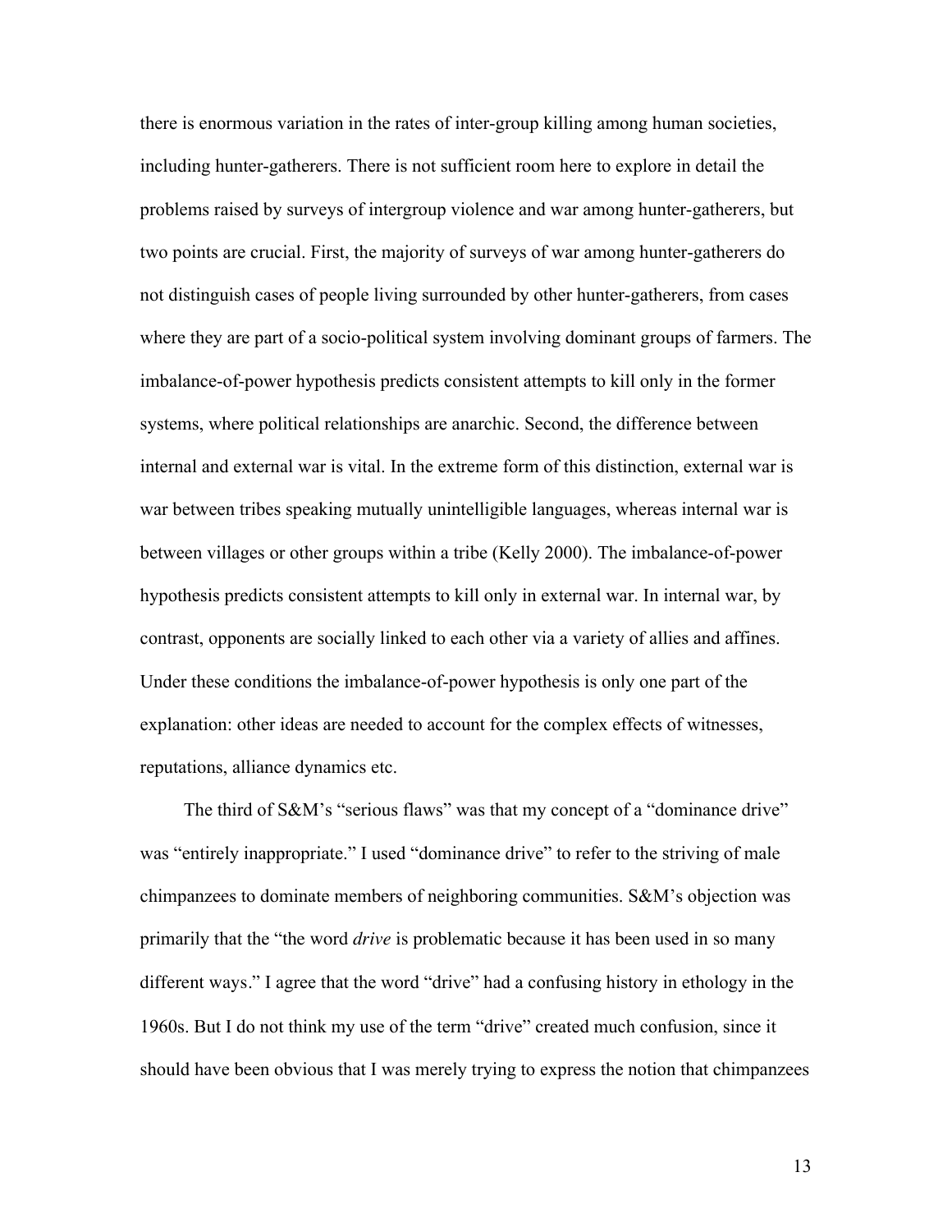there is enormous variation in the rates of inter-group killing among human societies, including hunter-gatherers. There is not sufficient room here to explore in detail the problems raised by surveys of intergroup violence and war among hunter-gatherers, but two points are crucial. First, the majority of surveys of war among hunter-gatherers do not distinguish cases of people living surrounded by other hunter-gatherers, from cases where they are part of a socio-political system involving dominant groups of farmers. The imbalance-of-power hypothesis predicts consistent attempts to kill only in the former systems, where political relationships are anarchic. Second, the difference between internal and external war is vital. In the extreme form of this distinction, external war is war between tribes speaking mutually unintelligible languages, whereas internal war is between villages or other groups within a tribe (Kelly 2000). The imbalance-of-power hypothesis predicts consistent attempts to kill only in external war. In internal war, by contrast, opponents are socially linked to each other via a variety of allies and affines. Under these conditions the imbalance-of-power hypothesis is only one part of the explanation: other ideas are needed to account for the complex effects of witnesses, reputations, alliance dynamics etc.

The third of S&M's "serious flaws" was that my concept of a "dominance drive" was "entirely inappropriate." I used "dominance drive" to refer to the striving of male chimpanzees to dominate members of neighboring communities. S&M's objection was primarily that the "the word *drive* is problematic because it has been used in so many different ways." I agree that the word "drive" had a confusing history in ethology in the 1960s. But I do not think my use of the term "drive" created much confusion, since it should have been obvious that I was merely trying to express the notion that chimpanzees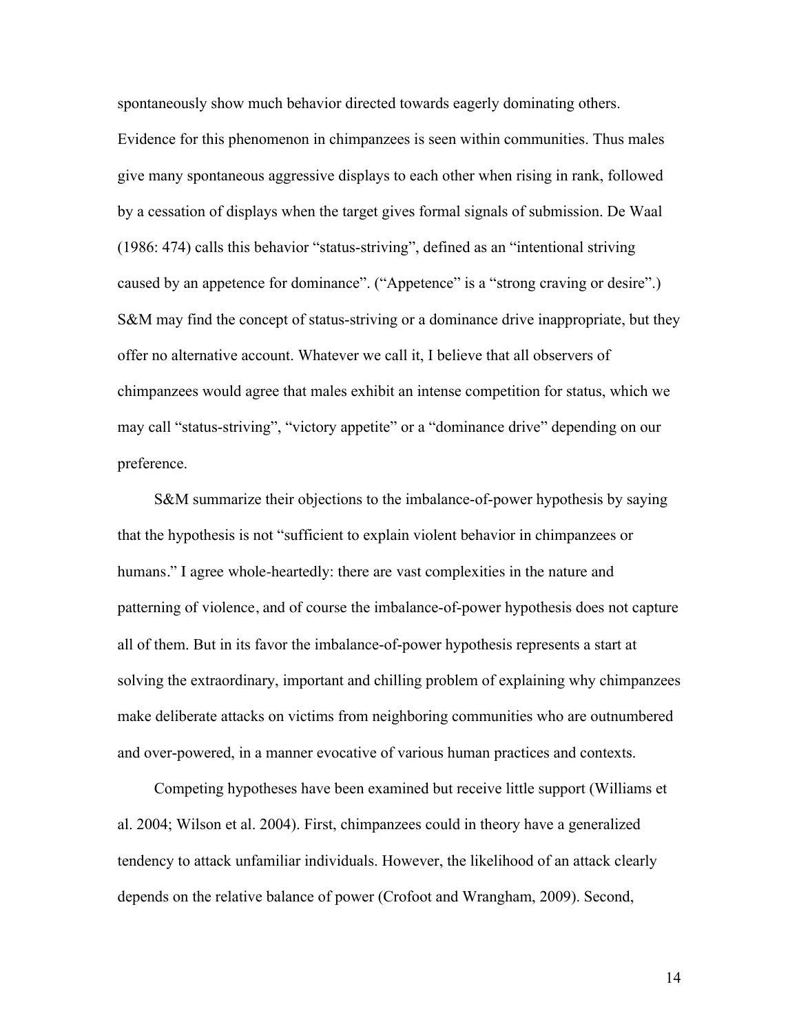spontaneously show much behavior directed towards eagerly dominating others. Evidence for this phenomenon in chimpanzees is seen within communities. Thus males give many spontaneous aggressive displays to each other when rising in rank, followed by a cessation of displays when the target gives formal signals of submission. De Waal (1986: 474) calls this behavior "status-striving", defined as an "intentional striving caused by an appetence for dominance". ("Appetence" is a "strong craving or desire".) S&M may find the concept of status-striving or a dominance drive inappropriate, but they offer no alternative account. Whatever we call it, I believe that all observers of chimpanzees would agree that males exhibit an intense competition for status, which we may call "status-striving", "victory appetite" or a "dominance drive" depending on our preference.

S&M summarize their objections to the imbalance-of-power hypothesis by saying that the hypothesis is not "sufficient to explain violent behavior in chimpanzees or humans." I agree whole-heartedly: there are vast complexities in the nature and patterning of violence, and of course the imbalance-of-power hypothesis does not capture all of them. But in its favor the imbalance-of-power hypothesis represents a start at solving the extraordinary, important and chilling problem of explaining why chimpanzees make deliberate attacks on victims from neighboring communities who are outnumbered and over-powered, in a manner evocative of various human practices and contexts.

Competing hypotheses have been examined but receive little support (Williams et al. 2004; Wilson et al. 2004). First, chimpanzees could in theory have a generalized tendency to attack unfamiliar individuals. However, the likelihood of an attack clearly depends on the relative balance of power (Crofoot and Wrangham, 2009). Second,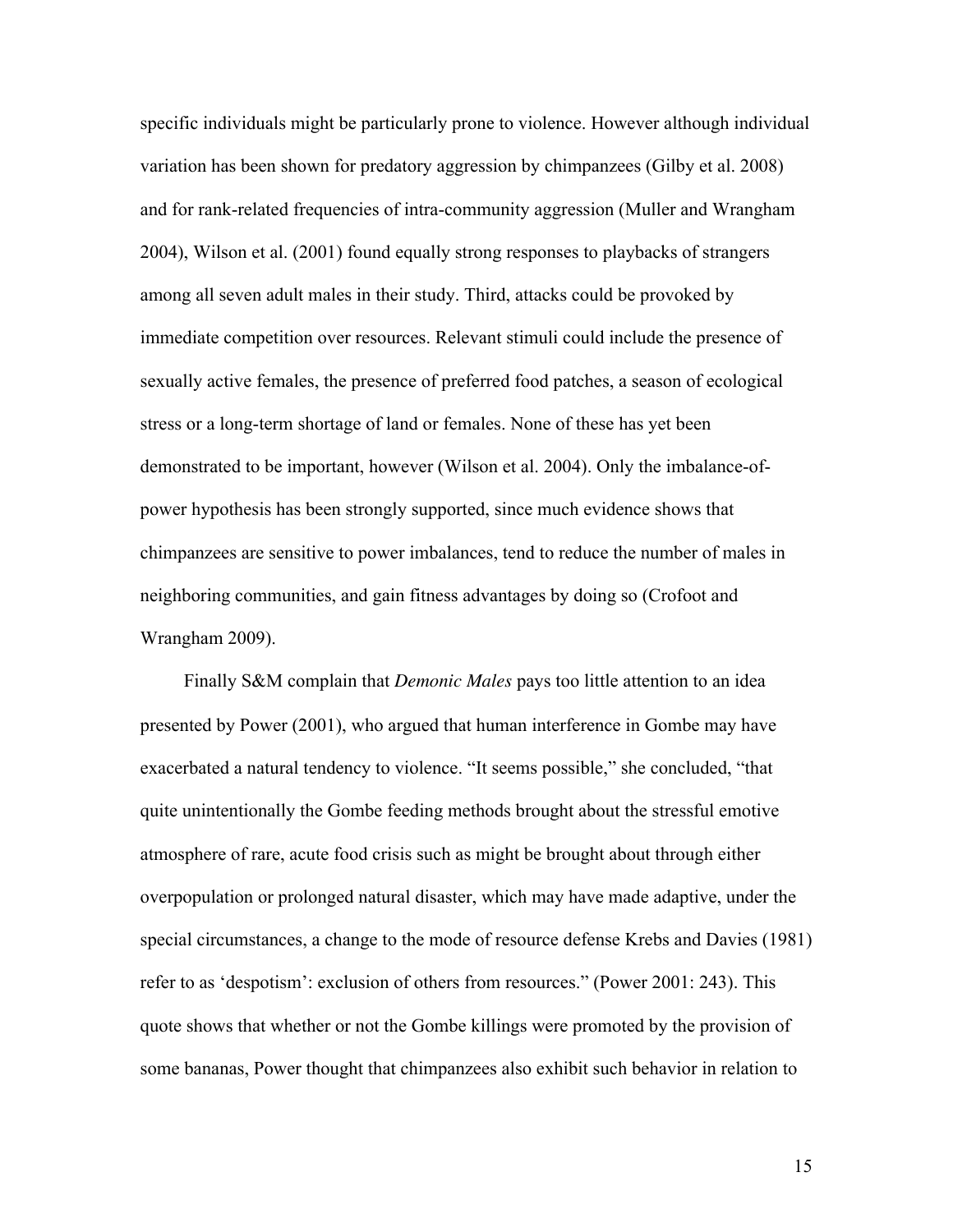specific individuals might be particularly prone to violence. However although individual variation has been shown for predatory aggression by chimpanzees (Gilby et al. 2008) and for rank-related frequencies of intra-community aggression (Muller and Wrangham 2004), Wilson et al. (2001) found equally strong responses to playbacks of strangers among all seven adult males in their study. Third, attacks could be provoked by immediate competition over resources. Relevant stimuli could include the presence of sexually active females, the presence of preferred food patches, a season of ecological stress or a long-term shortage of land or females. None of these has yet been demonstrated to be important, however (Wilson et al. 2004). Only the imbalance-of-power hypothesis has been strongly supported, since much evidence shows that chimpanzees are sensitive to power imbalances, tend to reduce the number of males in neighboring communities, and gain fitness advantages by doing so (Crofoot and Wrangham 2009).

Finally S&M complain that *Demonic Males* pays too little attention to an idea presented by Power (2001), who argued that human interference in Gombe may have exacerbated a natural tendency to violence. "It seems possible," she concluded, "that quite unintentionally the Gombe feeding methods brought about the stressful emotive atmosphere of rare, acute food crisis such as might be brought about through either overpopulation or prolonged natural disaster, which may have made adaptive, under the special circumstances, a change to the mode of resource defense Krebs and Davies (1981) refer to as 'despotism': exclusion of others from resources." (Power 2001: 243). This quote shows that whether or not the Gombe killings were promoted by the provision of some bananas, Power thought that chimpanzees also exhibit such behavior in relation to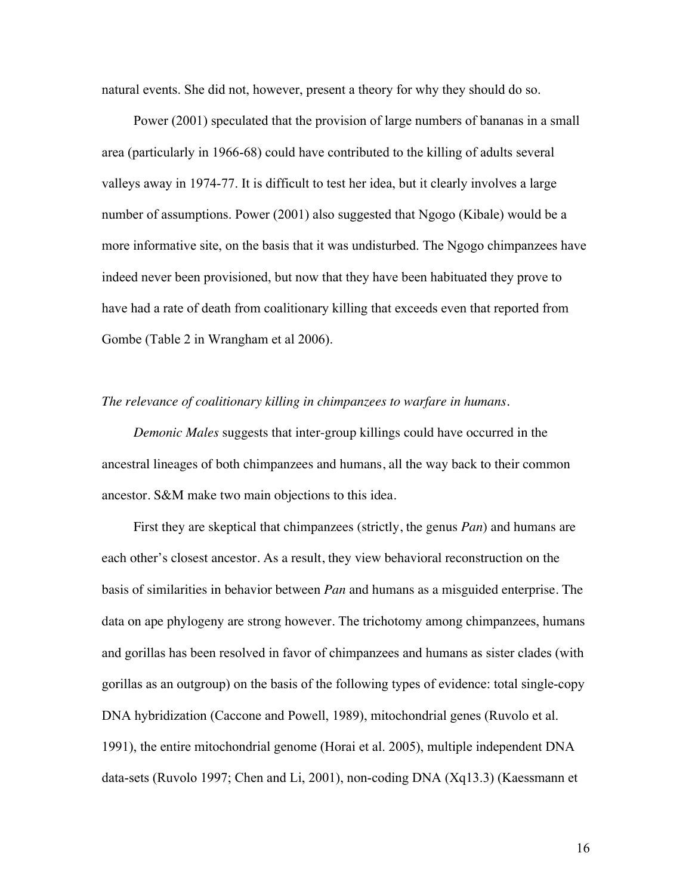natural events. She did not, however, present a theory for why they should do so.

Power (2001) speculated that the provision of large numbers of bananas in a small area (particularly in 1966-68) could have contributed to the killing of adults several valleys away in 1974-77. It is difficult to test her idea, but it clearly involves a large number of assumptions. Power (2001) also suggested that Ngogo (Kibale) would be a more informative site, on the basis that it was undisturbed. The Ngogo chimpanzees have indeed never been provisioned, but now that they have been habituated they prove to have had a rate of death from coalitionary killing that exceeds even that reported from Gombe (Table 2 in Wrangham et al 2006).

*The relevance of coalitionary killing in chimpanzees to warfare in humans.*

*Demonic Males* suggests that inter-group killings could have occurred in the ancestral lineages of both chimpanzees and humans, all the way back to their common ancestor. S&M make two main objections to this idea.

First they are skeptical that chimpanzees (strictly, the genus *Pan*) and humans are each other's closest ancestor. As a result, they view behavioral reconstruction on the basis of similarities in behavior between *Pan* and humans as a misguided enterprise. The data on ape phylogeny are strong however. The trichotomy among chimpanzees, humans and gorillas has been resolved in favor of chimpanzees and humans as sister clades (with gorillas as an outgroup) on the basis of the following types of evidence: total single-copy DNA hybridization (Caccone and Powell, 1989), mitochondrial genes (Ruvolo et al. 1991), the entire mitochondrial genome (Horai et al. 2005), multiple independent DNA data-sets (Ruvolo 1997; Chen and Li, 2001), non-coding DNA (Xq13.3) (Kaessmann et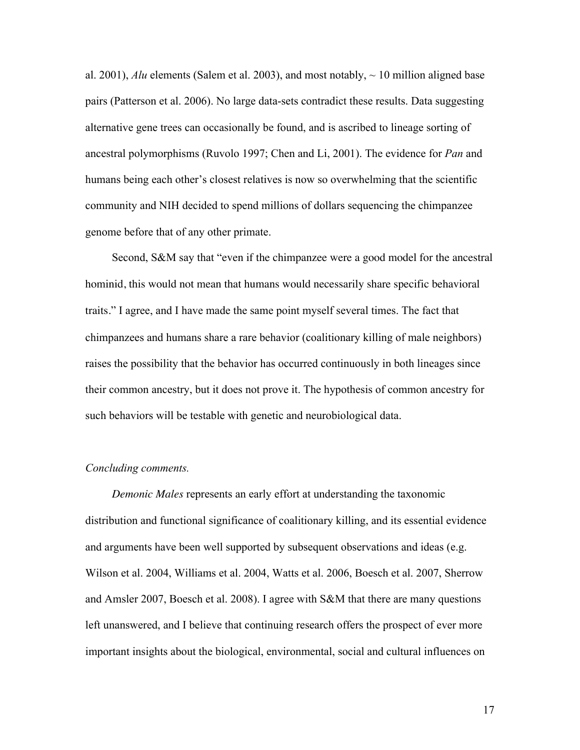al. 2001), *Alu* elements (Salem et al. 2003), and most notably, ~ 10 million aligned base pairs (Patterson et al. 2006). No large data-sets contradict these results. Data suggesting alternative gene trees can occasionally be found, and is ascribed to lineage sorting of ancestral polymorphisms (Ruvolo 1997; Chen and Li, 2001). The evidence for *Pan* and humans being each other's closest relatives is now so overwhelming that the scientific community and NIH decided to spend millions of dollars sequencing the chimpanzee genome before that of any other primate.

Second, S&M say that "even if the chimpanzee were a good model for the ancestral hominid, this would not mean that humans would necessarily share specific behavioral traits." I agree, and I have made the same point myself several times. The fact that chimpanzees and humans share a rare behavior (coalitionary killing of male neighbors) raises the possibility that the behavior has occurred continuously in both lineages since their common ancestry, but it does not prove it. The hypothesis of common ancestry for such behaviors will be testable with genetic and neurobiological data.

*Concluding comments.*

*Demonic Males* represents an early effort at understanding the taxonomic distribution and functional significance of coalitionary killing, and its essential evidence and arguments have been well supported by subsequent observations and ideas (e.g. Wilson et al. 2004, Williams et al. 2004, Watts et al. 2006, Boesch et al. 2007, Sherrow and Amsler 2007, Boesch et al. 2008). I agree with S&M that there are many questions left unanswered, and I believe that continuing research offers the prospect of ever more important insights about the biological, environmental, social and cultural influences on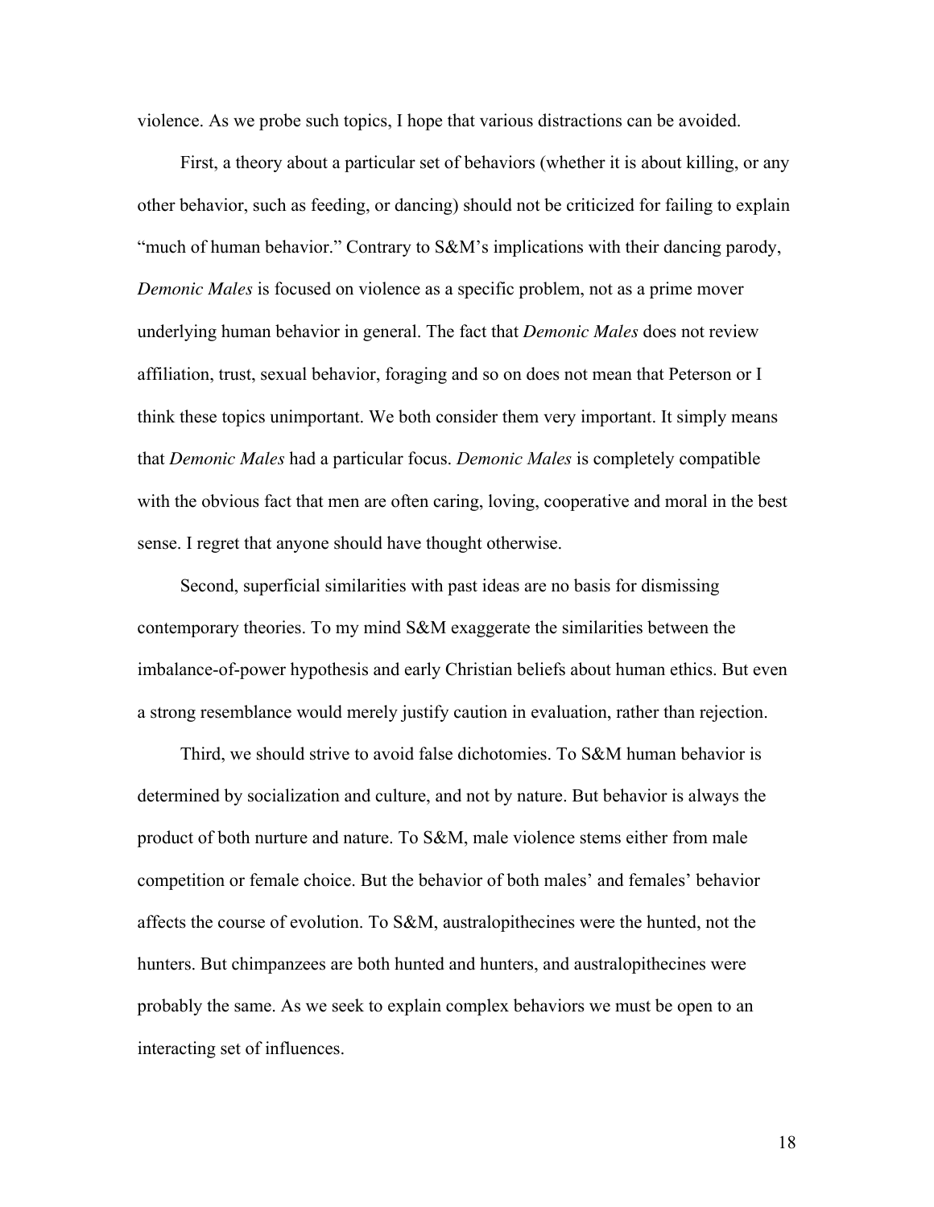violence. As we probe such topics, I hope that various distractions can be avoided.

First, a theory about a particular set of behaviors (whether it is about killing, or any other behavior, such as feeding, or dancing) should not be criticized for failing to explain "much of human behavior." Contrary to S&M's implications with their dancing parody, *Demonic Males* is focused on violence as a specific problem, not as a prime mover underlying human behavior in general. The fact that *Demonic Males* does not review affiliation, trust, sexual behavior, foraging and so on does not mean that Peterson or I think these topics unimportant. We both consider them very important. It simply means that *Demonic Males* had a particular focus. *Demonic Males* is completely compatible with the obvious fact that men are often caring, loving, cooperative and moral in the best sense. I regret that anyone should have thought otherwise.

Second, superficial similarities with past ideas are no basis for dismissing contemporary theories. To my mind S&M exaggerate the similarities between the imbalance-of-power hypothesis and early Christian beliefs about human ethics. But even a strong resemblance would merely justify caution in evaluation, rather than rejection.

Third, we should strive to avoid false dichotomies. To S&M human behavior is determined by socialization and culture, and not by nature. But behavior is always the product of both nurture and nature. To S&M, male violence stems either from male competition or female choice. But the behavior of both males' and females' behavior affects the course of evolution. To S&M, australopithecines were the hunted, not the hunters. But chimpanzees are both hunted and hunters, and australopithecines were probably the same. As we seek to explain complex behaviors we must be open to an interacting set of influences.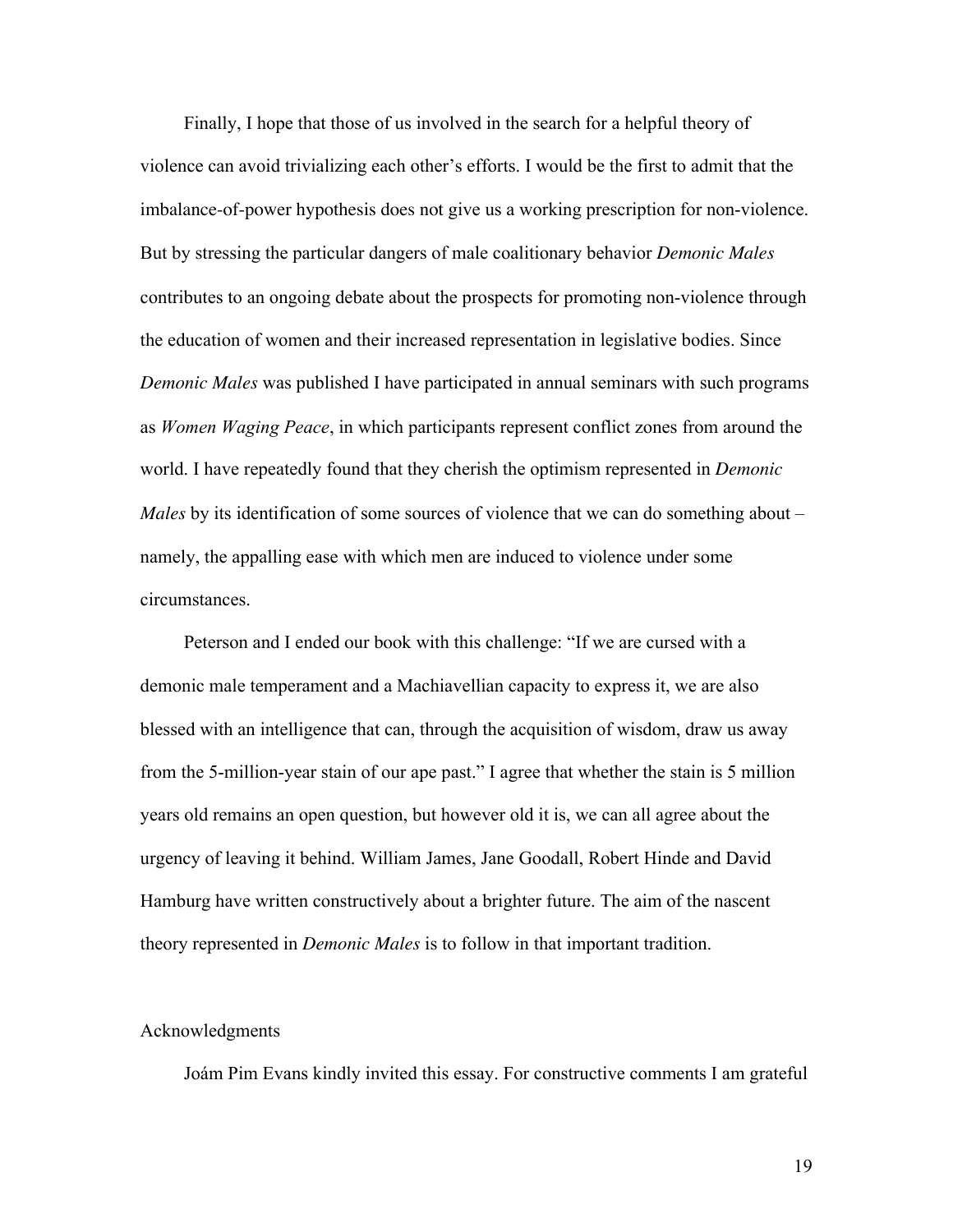Finally, I hope that those of us involved in the search for a helpful theory of violence can avoid trivializing each other's efforts. I would be the first to admit that the imbalance-of-power hypothesis does not give us a working prescription for non-violence. But by stressing the particular dangers of male coalitionary behavior *Demonic Males* contributes to an ongoing debate about the prospects for promoting non-violence through the education of women and their increased representation in legislative bodies. Since *Demonic Males* was published I have participated in annual seminars with such programs as *Women Waging Peace*, in which participants represent conflict zones from around the world. I have repeatedly found that they cherish the optimism represented in *Demonic Males* by its identification of some sources of violence that we can do something about – namely, the appalling ease with which men are induced to violence under some circumstances.

Peterson and I ended our book with this challenge: "If we are cursed with a demonic male temperament and a Machiavellian capacity to express it, we are also blessed with an intelligence that can, through the acquisition of wisdom, draw us away from the 5-million-year stain of our ape past." I agree that whether the stain is 5 million years old remains an open question, but however old it is, we can all agree about the urgency of leaving it behind. William James, Jane Goodall, Robert Hinde and David Hamburg have written constructively about a brighter future. The aim of the nascent theory represented in *Demonic Males* is to follow in that important tradition.

## Acknowledgments

Joám Pim Evans kindly invited this essay. For constructive comments I am grateful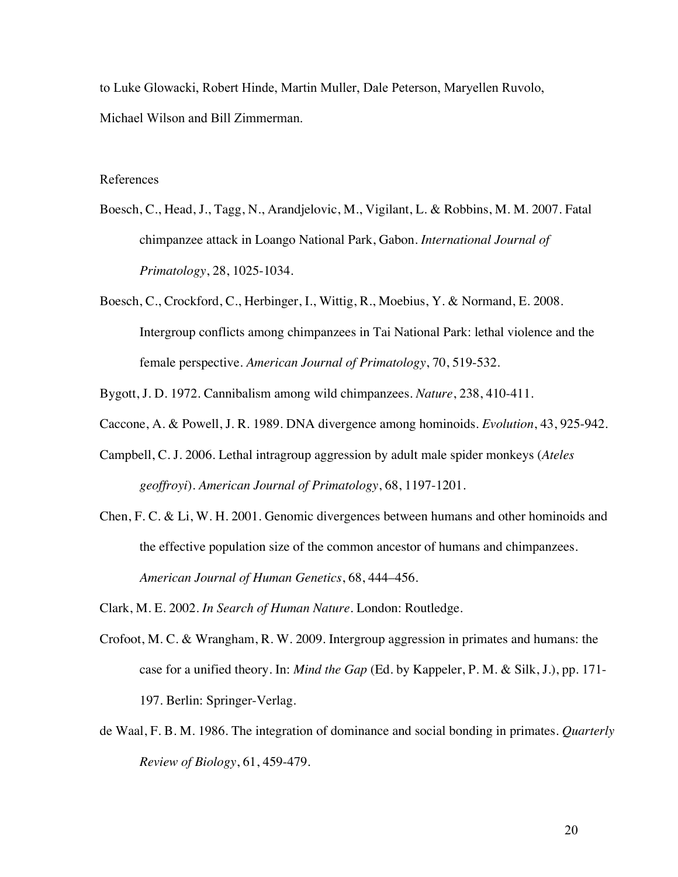to Luke Glowacki, Robert Hinde, Martin Muller, Dale Peterson, Maryellen Ruvolo, Michael Wilson and Bill Zimmerman.

## References

Boesch, C., Head, J., Tagg, N., Arandjelovic, M., Vigilant, L. & Robbins, M. M. 2007. Fatal chimpanzee attack in Loango National Park, Gabon. *International Journal of Primatology*, 28, 1025-1034.

Boesch, C., Crockford, C., Herbinger, I., Wittig, R., Moebius, Y. & Normand, E. 2008. Intergroup conflicts among chimpanzees in Tai National Park: lethal violence and the female perspective. *American Journal of Primatology*, 70, 519-532.

Bygott, J. D. 1972. Cannibalism among wild chimpanzees. *Nature*, 238, 410-411.

Caccone, A. & Powell, J. R. 1989. DNA divergence among hominoids. *Evolution*, 43, 925-942.

Campbell, C. J. 2006. Lethal intragroup aggression by adult male spider monkeys (*Ateles geoffroyi*). *American Journal of Primatology*, 68, 1197-1201.

Chen, F. C. & Li, W. H. 2001. Genomic divergences between humans and other hominoids and the effective population size of the common ancestor of humans and chimpanzees. *American Journal of Human Genetics*, 68, 444–456.

Clark, M. E. 2002. *In Search of Human Nature*. London: Routledge.

Crofoot, M. C. & Wrangham, R. W. 2009. Intergroup aggression in primates and humans: the case for a unified theory. In: *Mind the Gap* (Ed. by Kappeler, P. M. & Silk, J.), pp. 171-197. Berlin: Springer-Verlag.

de Waal, F. B. M. 1986. The integration of dominance and social bonding in primates. *Quarterly Review of Biology*, 61, 459-479.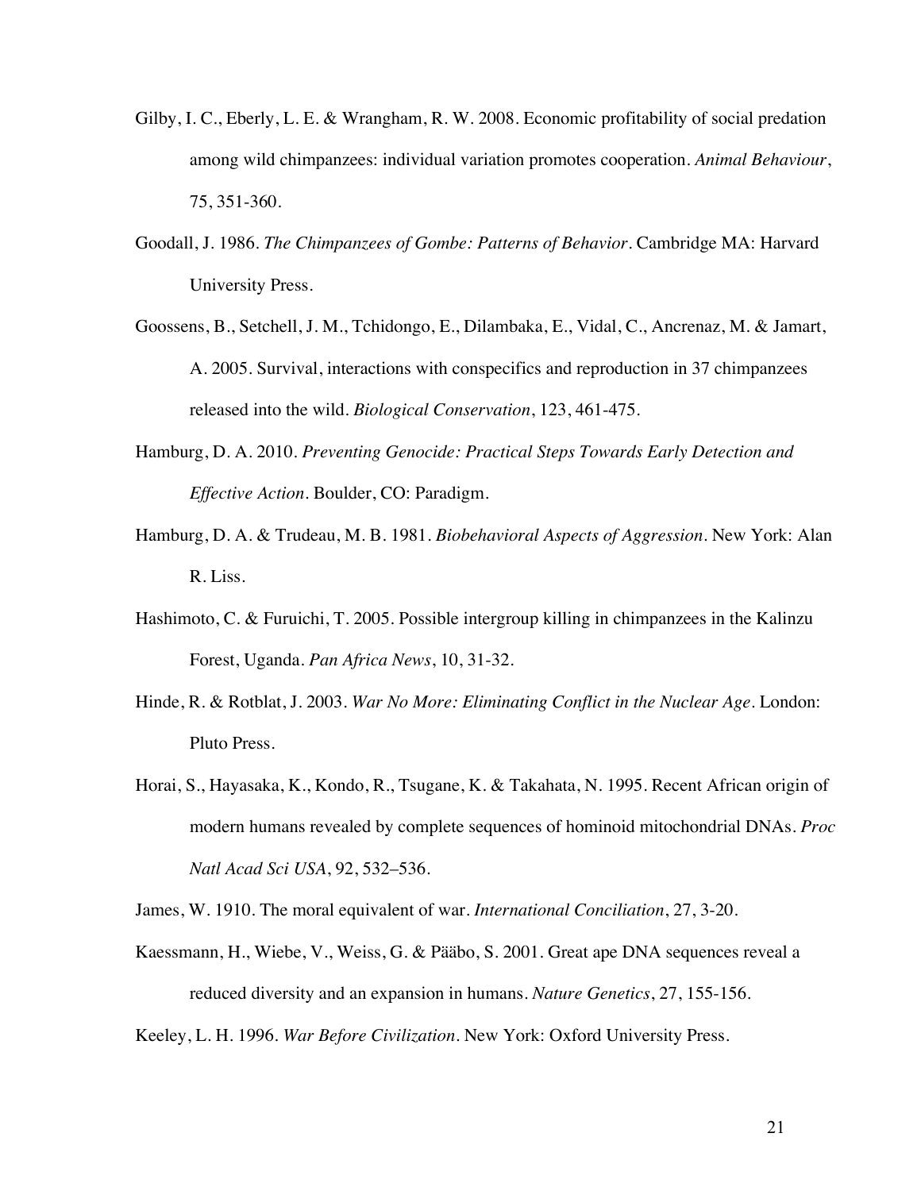Gilby, I. C., Eberly, L. E. & Wrangham, R. W. 2008. Economic profitability of social predation among wild chimpanzees: individual variation promotes cooperation. *Animal Behaviour*, 75, 351-360.

Goodall, J. 1986. *The Chimpanzees of Gombe: Patterns of Behavior*. Cambridge MA: Harvard University Press.

Goossens, B., Setchell, J. M., Tchidongo, E., Dilambaka, E., Vidal, C., Ancrenaz, M. & Jamart, A. 2005. Survival, interactions with conspecifics and reproduction in 37 chimpanzees released into the wild. *Biological Conservation*, 123, 461-475.

Hamburg, D. A. 2010. *Preventing Genocide: Practical Steps Towards Early Detection and Effective Action*. Boulder, CO: Paradigm.

Hamburg, D. A. & Trudeau, M. B. 1981. *Biobehavioral Aspects of Aggression*. New York: Alan R. Liss.

Hashimoto, C. & Furuichi, T. 2005. Possible intergroup killing in chimpanzees in the Kalinzu Forest, Uganda. *Pan Africa News*, 10, 31-32.

Hinde, R. & Rotblat, J. 2003. *War No More: Eliminating Conflict in the Nuclear Age*. London: Pluto Press.

Horai, S., Hayasaka, K., Kondo, R., Tsugane, K. & Takahata, N. 1995. Recent African origin of modern humans revealed by complete sequences of hominoid mitochondrial DNAs. *Proc Natl Acad Sci USA*, 92, 532–536.

James, W. 1910. The moral equivalent of war. *International Conciliation*, 27, 3-20.

Kaessmann, H., Wiebe, V., Weiss, G. & Pääbo, S. 2001. Great ape DNA sequences reveal a reduced diversity and an expansion in humans. *Nature Genetics*, 27, 155-156.

Keeley, L. H. 1996. *War Before Civilization*. New York: Oxford University Press.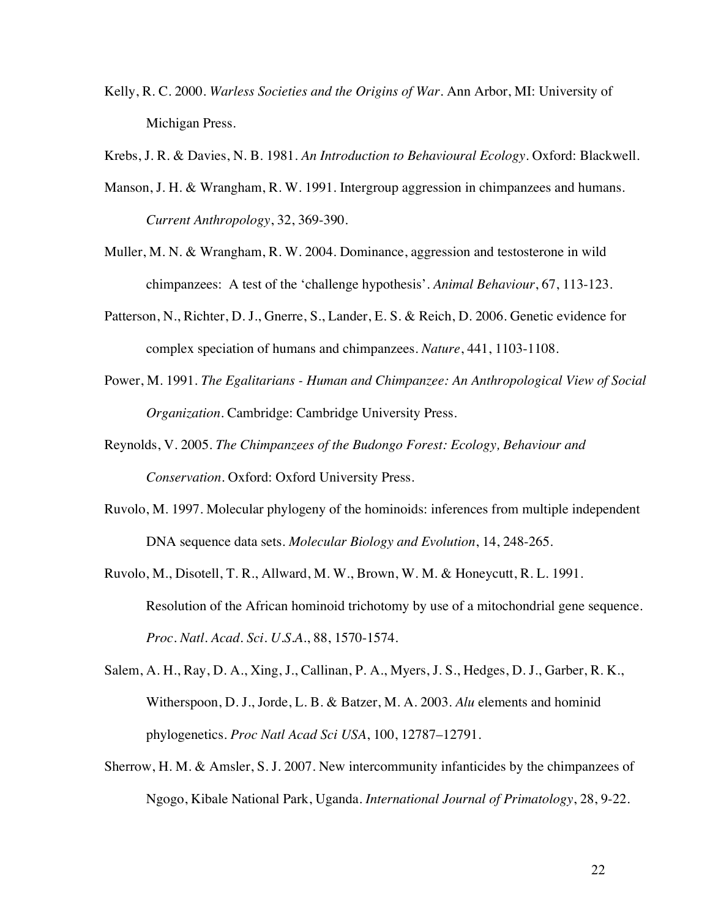Kelly, R. C. 2000. *Warless Societies and the Origins of War*. Ann Arbor, MI: University of Michigan Press.

Krebs, J. R. & Davies, N. B. 1981. *An Introduction to Behavioural Ecology*. Oxford: Blackwell.

Manson, J. H. & Wrangham, R. W. 1991. Intergroup aggression in chimpanzees and humans. *Current Anthropology*, 32, 369-390.

Muller, M. N. & Wrangham, R. W. 2004. Dominance, aggression and testosterone in wild chimpanzees: A test of the 'challenge hypothesis'. *Animal Behaviour*, 67, 113-123.

Patterson, N., Richter, D. J., Gnerre, S., Lander, E. S. & Reich, D. 2006. Genetic evidence for complex speciation of humans and chimpanzees. *Nature*, 441, 1103-1108.

Power, M. 1991. *The Egalitarians - Human and Chimpanzee: An Anthropological View of Social Organization*. Cambridge: Cambridge University Press.

Reynolds, V. 2005. *The Chimpanzees of the Budongo Forest: Ecology, Behaviour and Conservation*. Oxford: Oxford University Press.

Ruvolo, M. 1997. Molecular phylogeny of the hominoids: inferences from multiple independent DNA sequence data sets. *Molecular Biology and Evolution*, 14, 248-265.

Ruvolo, M., Disotell, T. R., Allward, M. W., Brown, W. M. & Honeycutt, R. L. 1991. Resolution of the African hominoid trichotomy by use of a mitochondrial gene sequence. *Proc. Natl. Acad. Sci. U.S.A.*, 88, 1570-1574.

Salem, A. H., Ray, D. A., Xing, J., Callinan, P. A., Myers, J. S., Hedges, D. J., Garber, R. K., Witherspoon, D. J., Jorde, L. B. & Batzer, M. A. 2003. *Alu* elements and hominid phylogenetics. *Proc Natl Acad Sci USA*, 100, 12787–12791.

Sherrow, H. M. & Amsler, S. J. 2007. New intercommunity infanticides by the chimpanzees of Ngogo, Kibale National Park, Uganda. *International Journal of Primatology*, 28, 9-22.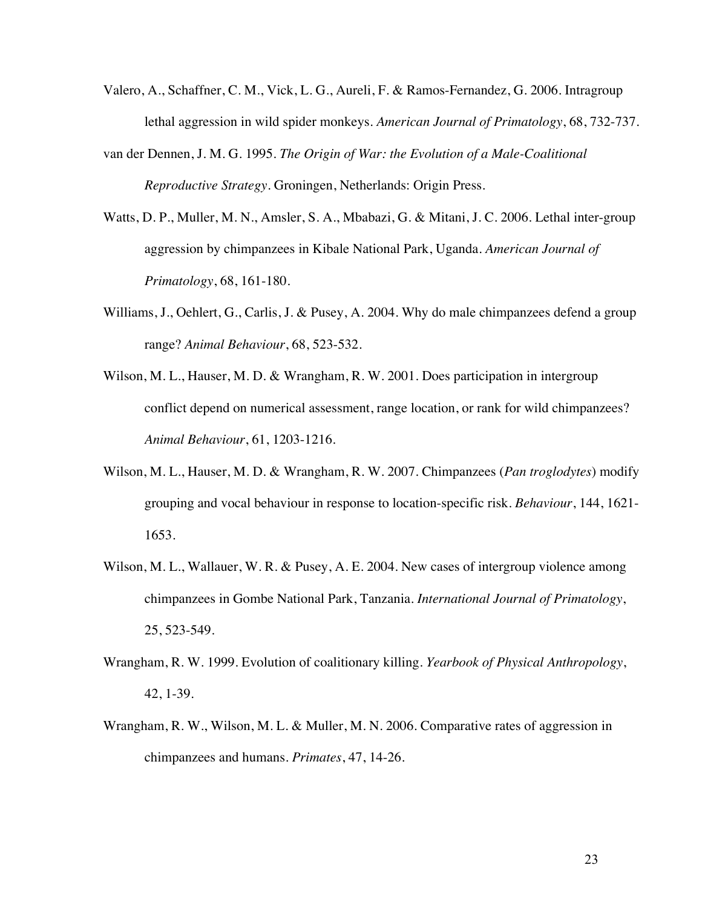Valero, A., Schaffner, C. M., Vick, L. G., Aureli, F. & Ramos-Fernandez, G. 2006. Intragroup lethal aggression in wild spider monkeys. *American Journal of Primatology*, 68, 732-737.

van der Dennen, J. M. G. 1995. *The Origin of War: the Evolution of a Male-Coalitional Reproductive Strategy*. Groningen, Netherlands: Origin Press.

Watts, D. P., Muller, M. N., Amsler, S. A., Mbabazi, G. & Mitani, J. C. 2006. Lethal inter-group aggression by chimpanzees in Kibale National Park, Uganda. *American Journal of Primatology*, 68, 161-180.

Williams, J., Oehlert, G., Carlis, J. & Pusey, A. 2004. Why do male chimpanzees defend a group range? *Animal Behaviour*, 68, 523-532.

Wilson, M. L., Hauser, M. D. & Wrangham, R. W. 2001. Does participation in intergroup conflict depend on numerical assessment, range location, or rank for wild chimpanzees? *Animal Behaviour*, 61, 1203-1216.

Wilson, M. L., Hauser, M. D. & Wrangham, R. W. 2007. Chimpanzees (*Pan troglodytes*) modify grouping and vocal behaviour in response to location-specific risk. *Behaviour*, 144, 1621-1653.

Wilson, M. L., Wallauer, W. R. & Pusey, A. E. 2004. New cases of intergroup violence among chimpanzees in Gombe National Park, Tanzania. *International Journal of Primatology*, 25, 523-549.

Wrangham, R. W. 1999. Evolution of coalitionary killing. *Yearbook of Physical Anthropology*, 42, 1-39.

Wrangham, R. W., Wilson, M. L. & Muller, M. N. 2006. Comparative rates of aggression in chimpanzees and humans. *Primates*, 47, 14-26.